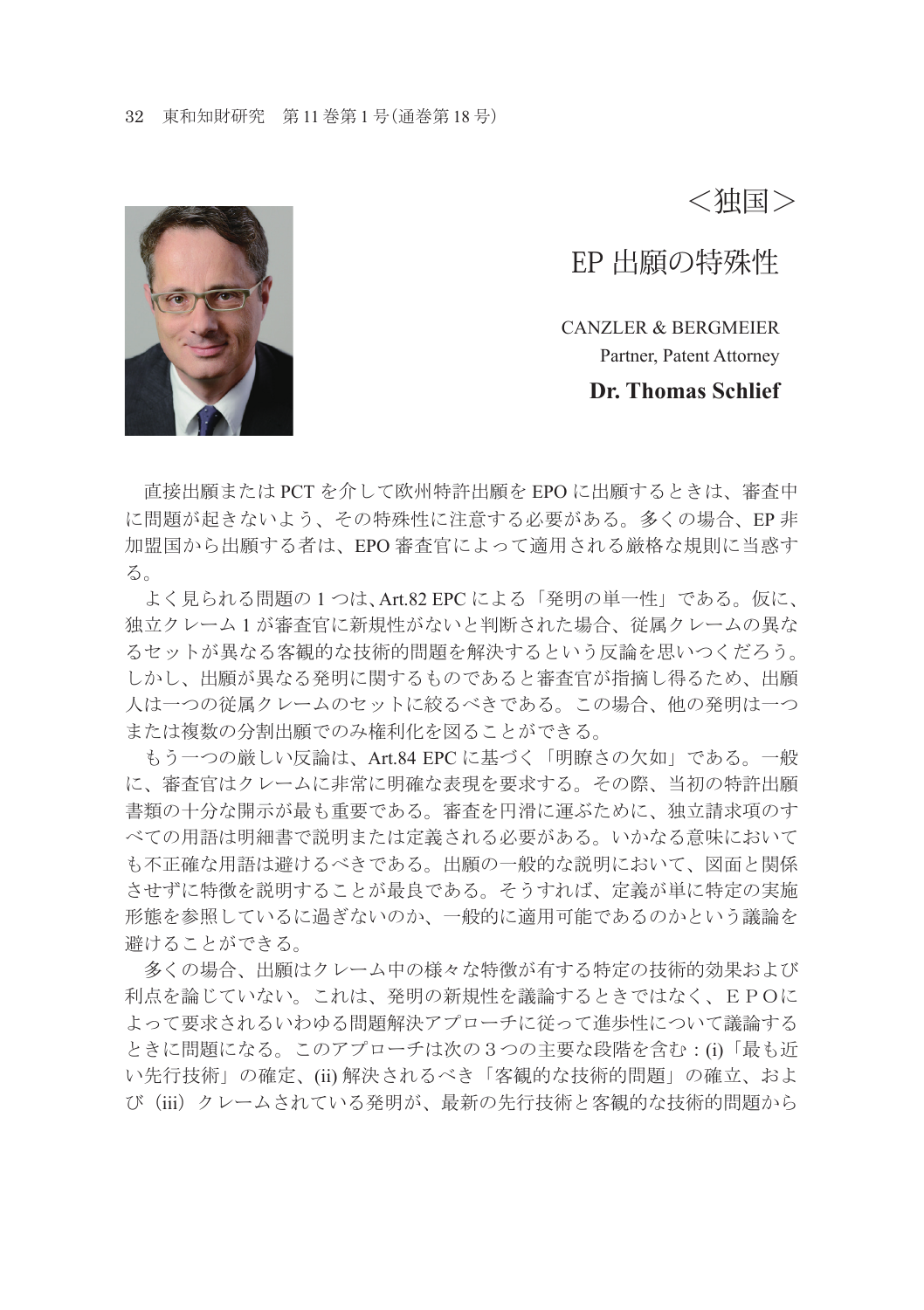<独国>

# EP 出願の特殊性

CANZLER & BERGMEIER
Partner, Patent Attorney
**Dr. Thomas Schlief**

直接出願または PCT を介して欧州特許出願を EPO に出願するときは、審査中に問題が起きないよう、その特殊性に注意する必要がある。多くの場合、EP 非加盟国から出願する者は、EPO 審査官によって適用される厳格な規則に当惑する。

よく見られる問題の 1 つは、Art.82 EPC による「発明の単一性」である。仮に、独立クレーム 1 が審査官に新規性がないと判断された場合、従属クレームの異なるセットが異なる客観的な技術的問題を解決するという反論を思いつくだろう。しかし、出願が異なる発明に関するものであると審査官が指摘し得るため、出願人は一つの従属クレームのセットに絞るべきである。この場合、他の発明は一つまたは複数の分割出願でのみ権利化を図ることができる。

もう一つの厳しい反論は、Art.84 EPC に基づく「明瞭さの欠如」である。一般に、審査官はクレームに非常に明確な表現を要求する。その際、当初の特許出願書類の十分な開示が最も重要である。審査を円滑に運ぶために、独立請求項のすべての用語は明細書で説明または定義される必要がある。いかなる意味においても不正確な用語は避けるべきである。出願の一般的な説明において、図面と関係させずに特徴を説明することが最良である。そうすれば、定義が単に特定の実施形態を参照しているに過ぎないのか、一般的に適用可能であるのかという議論を避けることができる。

多くの場合、出願はクレーム中の様々な特徴が有する特定の技術的効果および利点を論じていない。これは、発明の新規性を議論するときではなく、ＥＰＯによって要求されるいわゆる問題解決アプローチに従って進歩性について議論するときに問題になる。このアプローチは次の３つの主要な段階を含む：(i)「最も近い先行技術」の確定、(ii) 解決されるべき「客観的な技術的問題」の確立、および（iii）クレームされている発明が、最新の先行技術と客観的な技術的問題から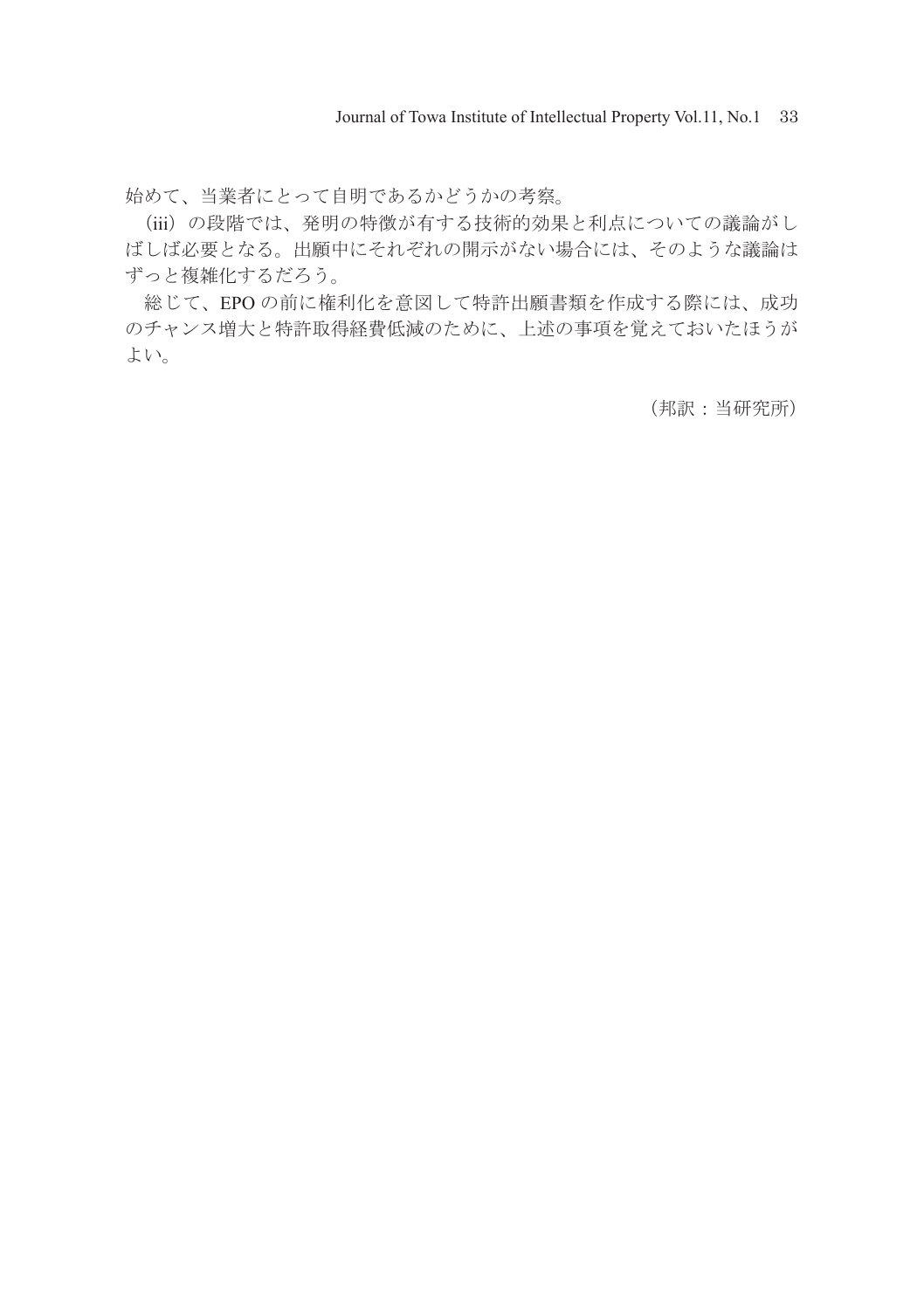始めて、当業者にとって自明であるかどうかの考察。

（iii）の段階では、発明の特徴が有する技術的効果と利点についての議論がしばしば必要となる。出願中にそれぞれの開示がない場合には、そのような議論はずっと複雑化するだろう。

総じて、EPO の前に権利化を意図して特許出願書類を作成する際には、成功のチャンス増大と特許取得経費低減のために、上述の事項を覚えておいたほうがよい。

（邦訳：当研究所）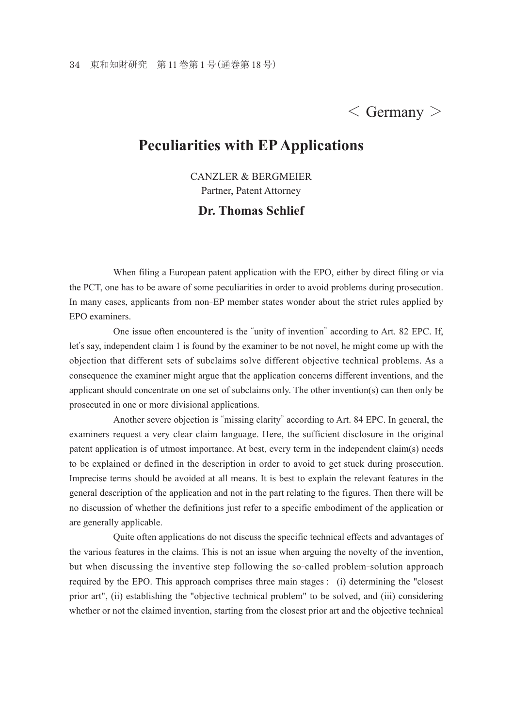< Germany >

# Peculiarities with EP Applications

CANZLER & BERGMEIER
Partner, Patent Attorney

**Dr. Thomas Schlief**

When filing a European patent application with the EPO, either by direct filing or via the PCT, one has to be aware of some peculiarities in order to avoid problems during prosecution. In many cases, applicants from non-EP member states wonder about the strict rules applied by EPO examiners.

One issue often encountered is the "unity of invention" according to Art. 82 EPC. If, let's say, independent claim 1 is found by the examiner to be not novel, he might come up with the objection that different sets of subclaims solve different objective technical problems. As a consequence the examiner might argue that the application concerns different inventions, and the applicant should concentrate on one set of subclaims only. The other invention(s) can then only be prosecuted in one or more divisional applications.

Another severe objection is "missing clarity" according to Art. 84 EPC. In general, the examiners request a very clear claim language. Here, the sufficient disclosure in the original patent application is of utmost importance. At best, every term in the independent claim(s) needs to be explained or defined in the description in order to avoid to get stuck during prosecution. Imprecise terms should be avoided at all means. It is best to explain the relevant features in the general description of the application and not in the part relating to the figures. Then there will be no discussion of whether the definitions just refer to a specific embodiment of the application or are generally applicable.

Quite often applications do not discuss the specific technical effects and advantages of the various features in the claims. This is not an issue when arguing the novelty of the invention, but when discussing the inventive step following the so-called problem-solution approach required by the EPO. This approach comprises three main stages : (i) determining the "closest prior art", (ii) establishing the "objective technical problem" to be solved, and (iii) considering whether or not the claimed invention, starting from the closest prior art and the objective technical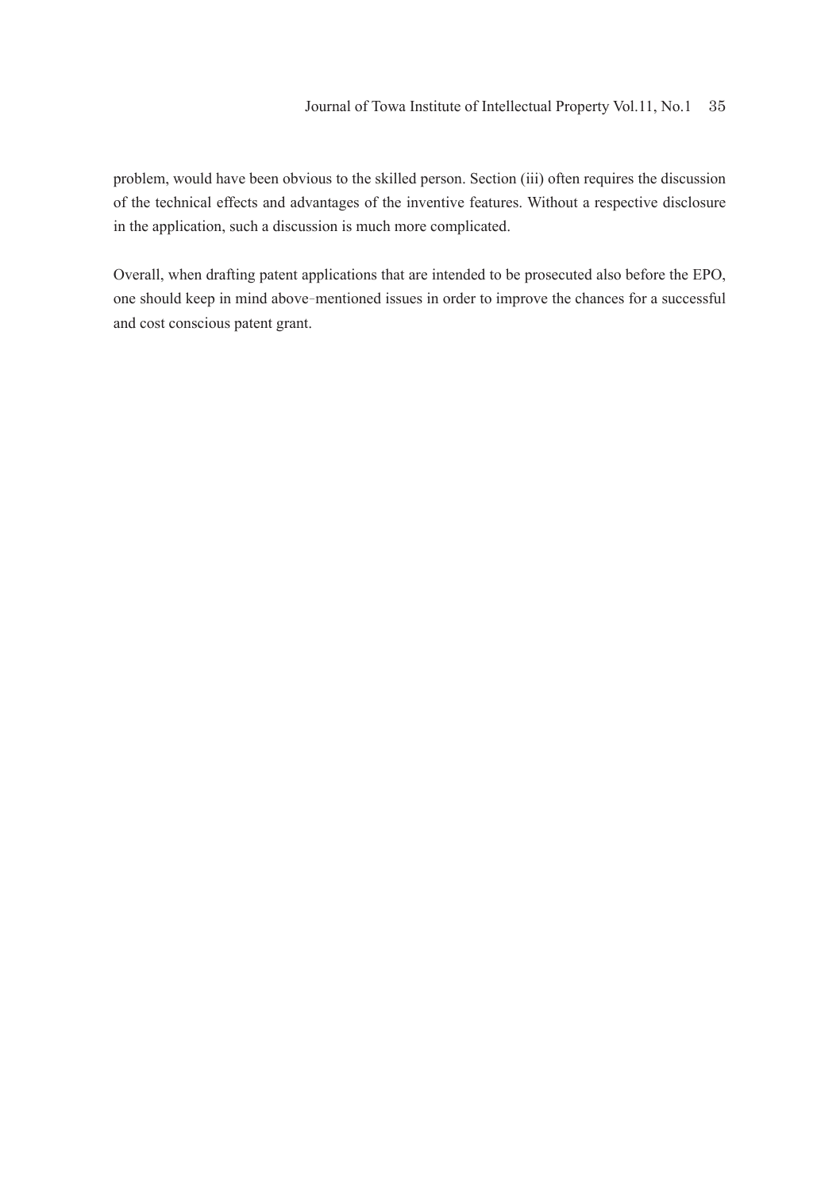problem, would have been obvious to the skilled person. Section (iii) often requires the discussion of the technical effects and advantages of the inventive features. Without a respective disclosure in the application, such a discussion is much more complicated.

Overall, when drafting patent applications that are intended to be prosecuted also before the EPO, one should keep in mind above-mentioned issues in order to improve the chances for a successful and cost conscious patent grant.